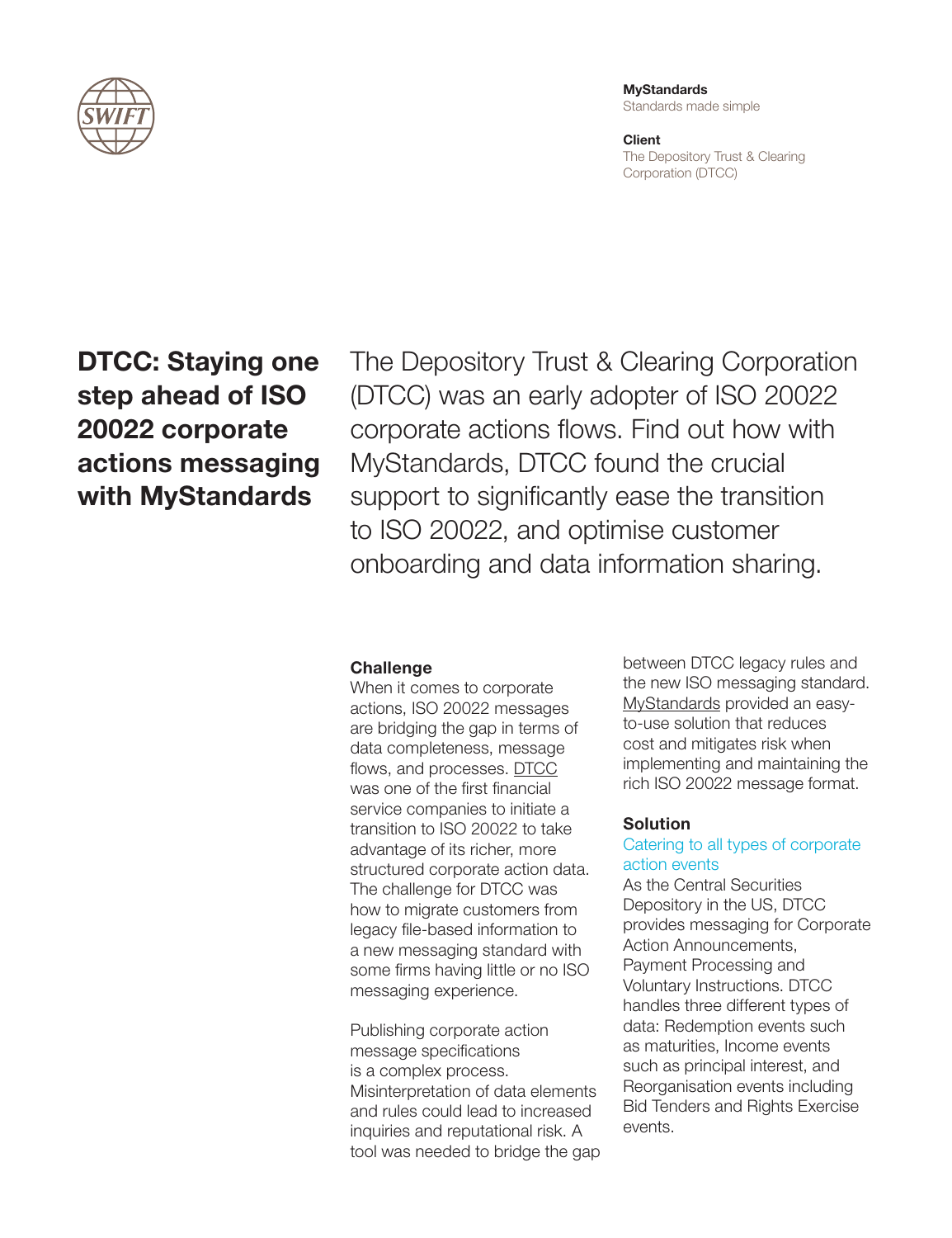**MyStandards**
Standards made simple

**Client**
The Depository Trust & Clearing Corporation (DTCC)

# DTCC: Staying one step ahead of ISO 20022 corporate actions messaging with MyStandards

The Depository Trust & Clearing Corporation (DTCC) was an early adopter of ISO 20022 corporate actions flows. Find out how with MyStandards, DTCC found the crucial support to significantly ease the transition to ISO 20022, and optimise customer onboarding and data information sharing.

## Challenge

When it comes to corporate actions, ISO 20022 messages are bridging the gap in terms of data completeness, message flows, and processes. DTCC was one of the first financial service companies to initiate a transition to ISO 20022 to take advantage of its richer, more structured corporate action data. The challenge for DTCC was how to migrate customers from legacy file-based information to a new messaging standard with some firms having little or no ISO messaging experience.

Publishing corporate action message specifications is a complex process. Misinterpretation of data elements and rules could lead to increased inquiries and reputational risk. A tool was needed to bridge the gap between DTCC legacy rules and the new ISO messaging standard. MyStandards provided an easy-to-use solution that reduces cost and mitigates risk when implementing and maintaining the rich ISO 20022 message format.

## Solution

### Catering to all types of corporate action events

As the Central Securities Depository in the US, DTCC provides messaging for Corporate Action Announcements, Payment Processing and Voluntary Instructions. DTCC handles three different types of data: Redemption events such as maturities, Income events such as principal interest, and Reorganisation events including Bid Tenders and Rights Exercise events.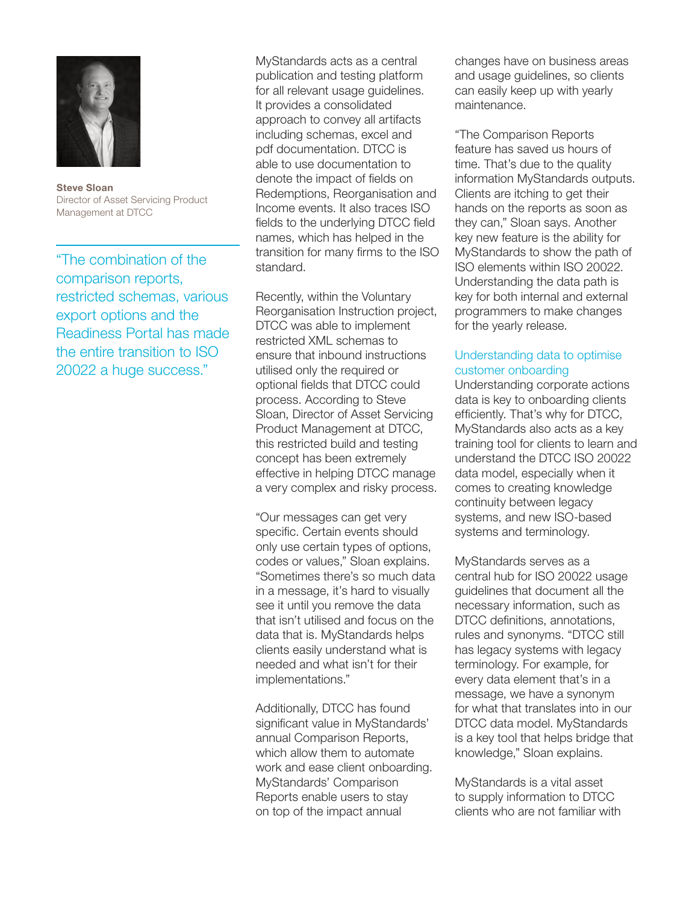**Steve Sloan**
Director of Asset Servicing Product Management at DTCC

> "The combination of the comparison reports, restricted schemas, various export options and the Readiness Portal has made the entire transition to ISO 20022 a huge success."

MyStandards acts as a central publication and testing platform for all relevant usage guidelines. It provides a consolidated approach to convey all artifacts including schemas, excel and pdf documentation. DTCC is able to use documentation to denote the impact of fields on Redemptions, Reorganisation and Income events. It also traces ISO fields to the underlying DTCC field names, which has helped in the transition for many firms to the ISO standard.

Recently, within the Voluntary Reorganisation Instruction project, DTCC was able to implement restricted XML schemas to ensure that inbound instructions utilised only the required or optional fields that DTCC could process. According to Steve Sloan, Director of Asset Servicing Product Management at DTCC, this restricted build and testing concept has been extremely effective in helping DTCC manage a very complex and risky process.

"Our messages can get very specific. Certain events should only use certain types of options, codes or values," Sloan explains. "Sometimes there's so much data in a message, it's hard to visually see it until you remove the data that isn't utilised and focus on the data that is. MyStandards helps clients easily understand what is needed and what isn't for their implementations."

Additionally, DTCC has found significant value in MyStandards' annual Comparison Reports, which allow them to automate work and ease client onboarding. MyStandards' Comparison Reports enable users to stay on top of the impact annual changes have on business areas and usage guidelines, so clients can easily keep up with yearly maintenance.

"The Comparison Reports feature has saved us hours of time. That's due to the quality information MyStandards outputs. Clients are itching to get their hands on the reports as soon as they can," Sloan says. Another key new feature is the ability for MyStandards to show the path of ISO elements within ISO 20022. Understanding the data path is key for both internal and external programmers to make changes for the yearly release.

### Understanding data to optimise customer onboarding

Understanding corporate actions data is key to onboarding clients efficiently. That's why for DTCC, MyStandards also acts as a key training tool for clients to learn and understand the DTCC ISO 20022 data model, especially when it comes to creating knowledge continuity between legacy systems, and new ISO-based systems and terminology.

MyStandards serves as a central hub for ISO 20022 usage guidelines that document all the necessary information, such as DTCC definitions, annotations, rules and synonyms. "DTCC still has legacy systems with legacy terminology. For example, for every data element that's in a message, we have a synonym for what that translates into in our DTCC data model. MyStandards is a key tool that helps bridge that knowledge," Sloan explains.

MyStandards is a vital asset to supply information to DTCC clients who are not familiar with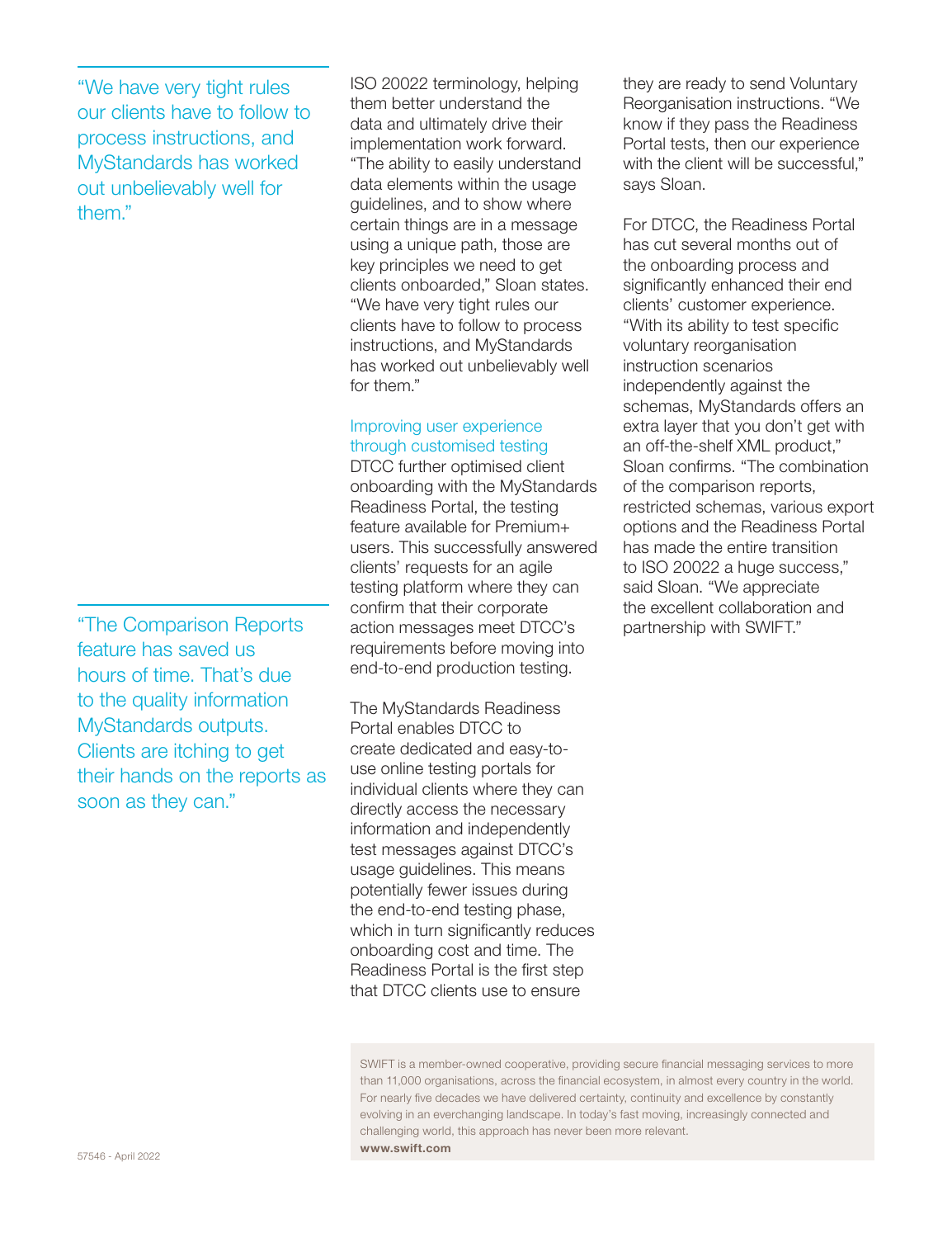> "We have very tight rules our clients have to follow to process instructions, and MyStandards has worked out unbelievably well for them."

> "The Comparison Reports feature has saved us hours of time. That's due to the quality information MyStandards outputs. Clients are itching to get their hands on the reports as soon as they can."

ISO 20022 terminology, helping them better understand the data and ultimately drive their implementation work forward. "The ability to easily understand data elements within the usage guidelines, and to show where certain things are in a message using a unique path, those are key principles we need to get clients onboarded," Sloan states. "We have very tight rules our clients have to follow to process instructions, and MyStandards has worked out unbelievably well for them."

### Improving user experience through customised testing

DTCC further optimised client onboarding with the MyStandards Readiness Portal, the testing feature available for Premium+ users. This successfully answered clients' requests for an agile testing platform where they can confirm that their corporate action messages meet DTCC's requirements before moving into end-to-end production testing.

The MyStandards Readiness Portal enables DTCC to create dedicated and easy-to-use online testing portals for individual clients where they can directly access the necessary information and independently test messages against DTCC's usage guidelines. This means potentially fewer issues during the end-to-end testing phase, which in turn significantly reduces onboarding cost and time. The Readiness Portal is the first step that DTCC clients use to ensure they are ready to send Voluntary Reorganisation instructions. "We know if they pass the Readiness Portal tests, then our experience with the client will be successful," says Sloan.

For DTCC, the Readiness Portal has cut several months out of the onboarding process and significantly enhanced their end clients' customer experience. "With its ability to test specific voluntary reorganisation instruction scenarios independently against the schemas, MyStandards offers an extra layer that you don't get with an off-the-shelf XML product," Sloan confirms. "The combination of the comparison reports, restricted schemas, various export options and the Readiness Portal has made the entire transition to ISO 20022 a huge success," said Sloan. "We appreciate the excellent collaboration and partnership with SWIFT."

SWIFT is a member-owned cooperative, providing secure financial messaging services to more than 11,000 organisations, across the financial ecosystem, in almost every country in the world. For nearly five decades we have delivered certainty, continuity and excellence by constantly evolving in an everchanging landscape. In today's fast moving, increasingly connected and challenging world, this approach has never been more relevant.

**www.swift.com**

57546 - April 2022